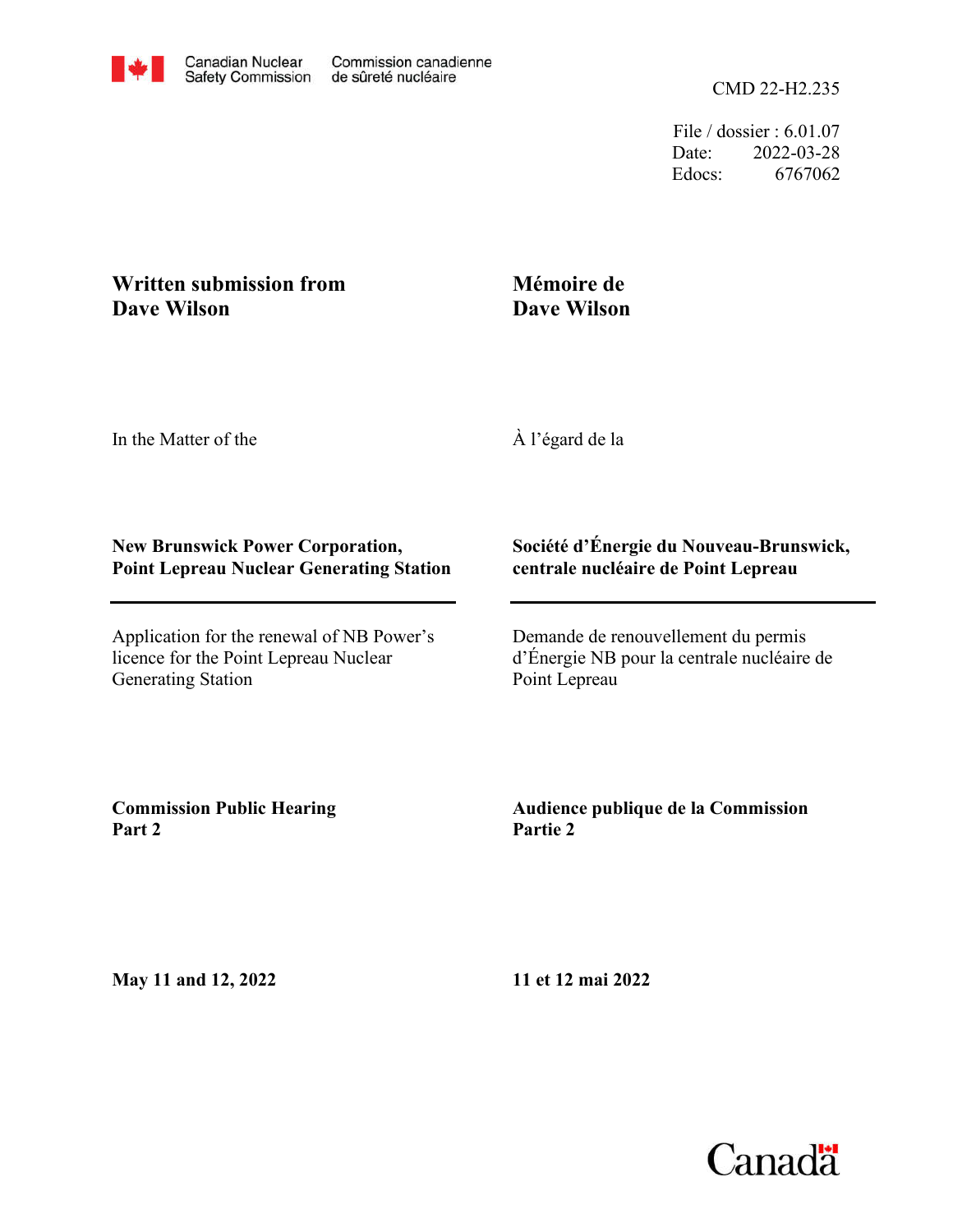Canadian Nuclear Safety Commission — Commission canadienne de sûreté nucléaire

CMD 22-H2.235

File / dossier : 6.01.07
Date: 2022-03-28
Edocs: 6767062

**Written submission from Dave Wilson**

**Mémoire de Dave Wilson**

In the Matter of the

À l'égard de la

**New Brunswick Power Corporation, Point Lepreau Nuclear Generating Station**

**Société d'Énergie du Nouveau-Brunswick, centrale nucléaire de Point Lepreau**

Application for the renewal of NB Power's licence for the Point Lepreau Nuclear Generating Station

Demande de renouvellement du permis d'Énergie NB pour la centrale nucléaire de Point Lepreau

**Commission Public Hearing Part 2**

**Audience publique de la Commission Partie 2**

**May 11 and 12, 2022**

**11 et 12 mai 2022**

Canada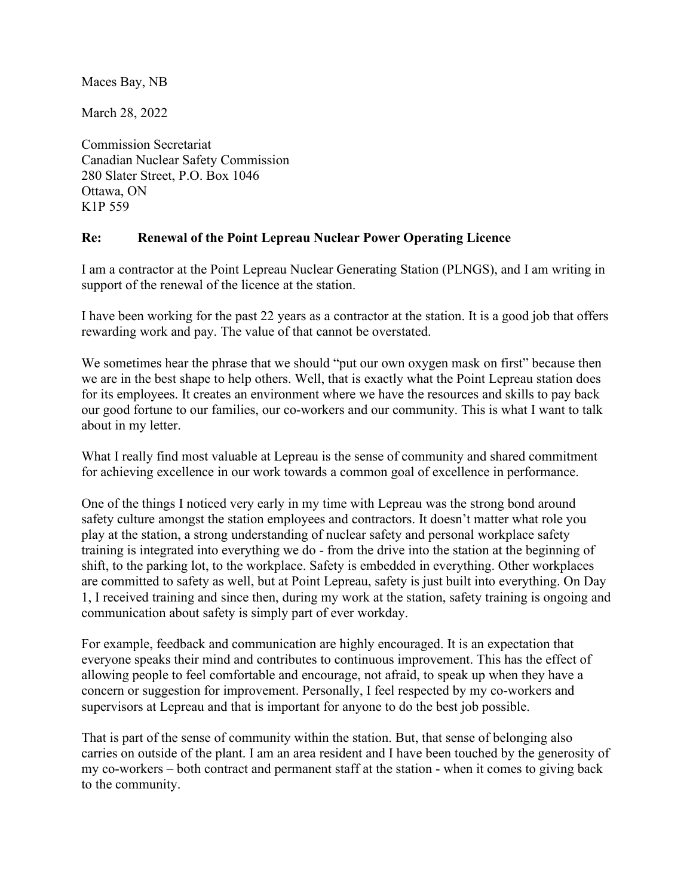Maces Bay, NB

March 28, 2022

Commission Secretariat  
Canadian Nuclear Safety Commission  
280 Slater Street, P.O. Box 1046  
Ottawa, ON  
K1P 559

**Re: Renewal of the Point Lepreau Nuclear Power Operating Licence**

I am a contractor at the Point Lepreau Nuclear Generating Station (PLNGS), and I am writing in support of the renewal of the licence at the station.

I have been working for the past 22 years as a contractor at the station. It is a good job that offers rewarding work and pay. The value of that cannot be overstated.

We sometimes hear the phrase that we should "put our own oxygen mask on first" because then we are in the best shape to help others. Well, that is exactly what the Point Lepreau station does for its employees. It creates an environment where we have the resources and skills to pay back our good fortune to our families, our co-workers and our community. This is what I want to talk about in my letter.

What I really find most valuable at Lepreau is the sense of community and shared commitment for achieving excellence in our work towards a common goal of excellence in performance.

One of the things I noticed very early in my time with Lepreau was the strong bond around safety culture amongst the station employees and contractors. It doesn't matter what role you play at the station, a strong understanding of nuclear safety and personal workplace safety training is integrated into everything we do - from the drive into the station at the beginning of shift, to the parking lot, to the workplace. Safety is embedded in everything. Other workplaces are committed to safety as well, but at Point Lepreau, safety is just built into everything. On Day 1, I received training and since then, during my work at the station, safety training is ongoing and communication about safety is simply part of ever workday.

For example, feedback and communication are highly encouraged. It is an expectation that everyone speaks their mind and contributes to continuous improvement. This has the effect of allowing people to feel comfortable and encourage, not afraid, to speak up when they have a concern or suggestion for improvement. Personally, I feel respected by my co-workers and supervisors at Lepreau and that is important for anyone to do the best job possible.

That is part of the sense of community within the station. But, that sense of belonging also carries on outside of the plant. I am an area resident and I have been touched by the generosity of my co-workers – both contract and permanent staff at the station - when it comes to giving back to the community.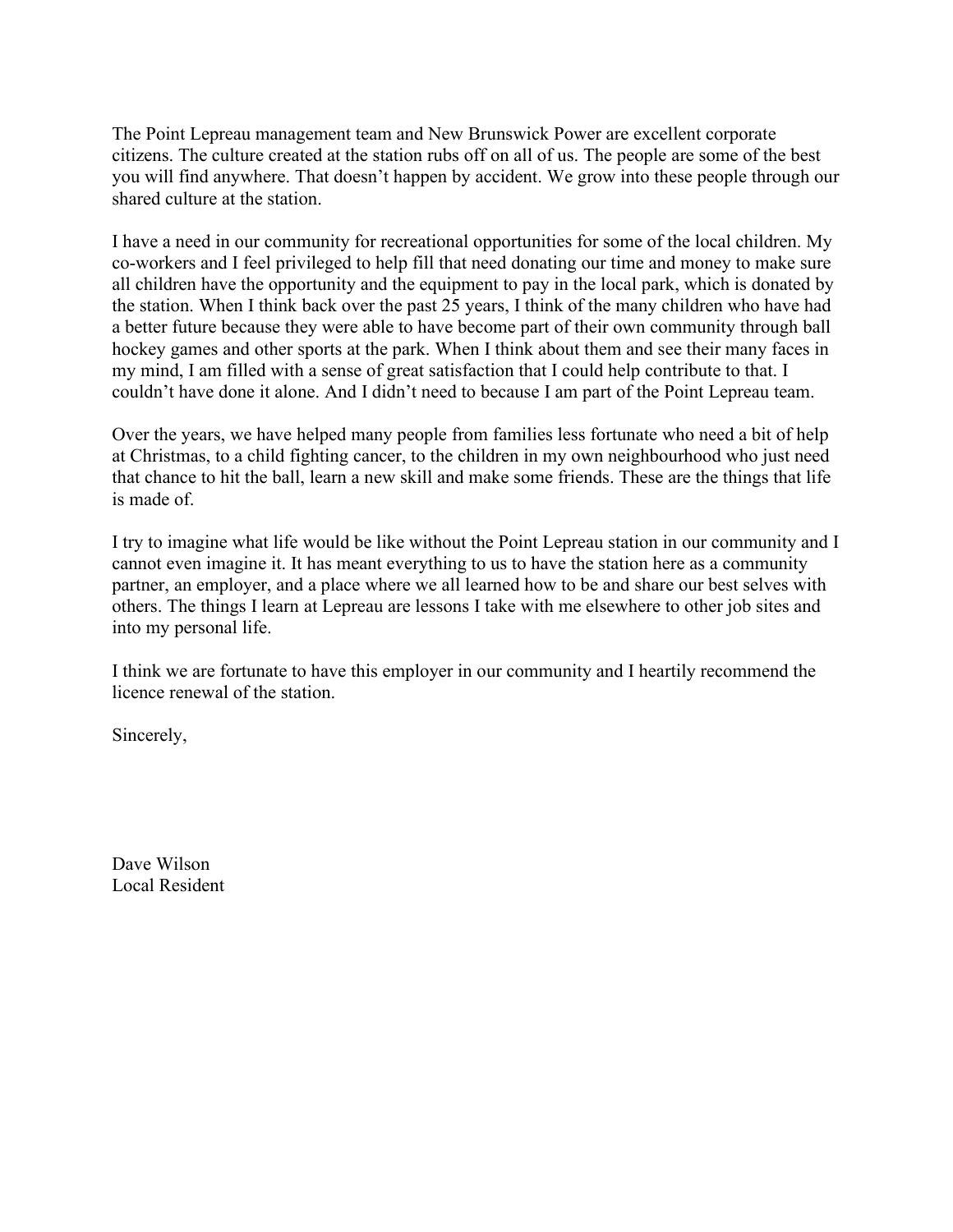The Point Lepreau management team and New Brunswick Power are excellent corporate citizens. The culture created at the station rubs off on all of us. The people are some of the best you will find anywhere. That doesn't happen by accident. We grow into these people through our shared culture at the station.

I have a need in our community for recreational opportunities for some of the local children. My co-workers and I feel privileged to help fill that need donating our time and money to make sure all children have the opportunity and the equipment to pay in the local park, which is donated by the station. When I think back over the past 25 years, I think of the many children who have had a better future because they were able to have become part of their own community through ball hockey games and other sports at the park. When I think about them and see their many faces in my mind, I am filled with a sense of great satisfaction that I could help contribute to that. I couldn't have done it alone. And I didn't need to because I am part of the Point Lepreau team.

Over the years, we have helped many people from families less fortunate who need a bit of help at Christmas, to a child fighting cancer, to the children in my own neighbourhood who just need that chance to hit the ball, learn a new skill and make some friends. These are the things that life is made of.

I try to imagine what life would be like without the Point Lepreau station in our community and I cannot even imagine it. It has meant everything to us to have the station here as a community partner, an employer, and a place where we all learned how to be and share our best selves with others. The things I learn at Lepreau are lessons I take with me elsewhere to other job sites and into my personal life.

I think we are fortunate to have this employer in our community and I heartily recommend the licence renewal of the station.

Sincerely,

Dave Wilson
Local Resident